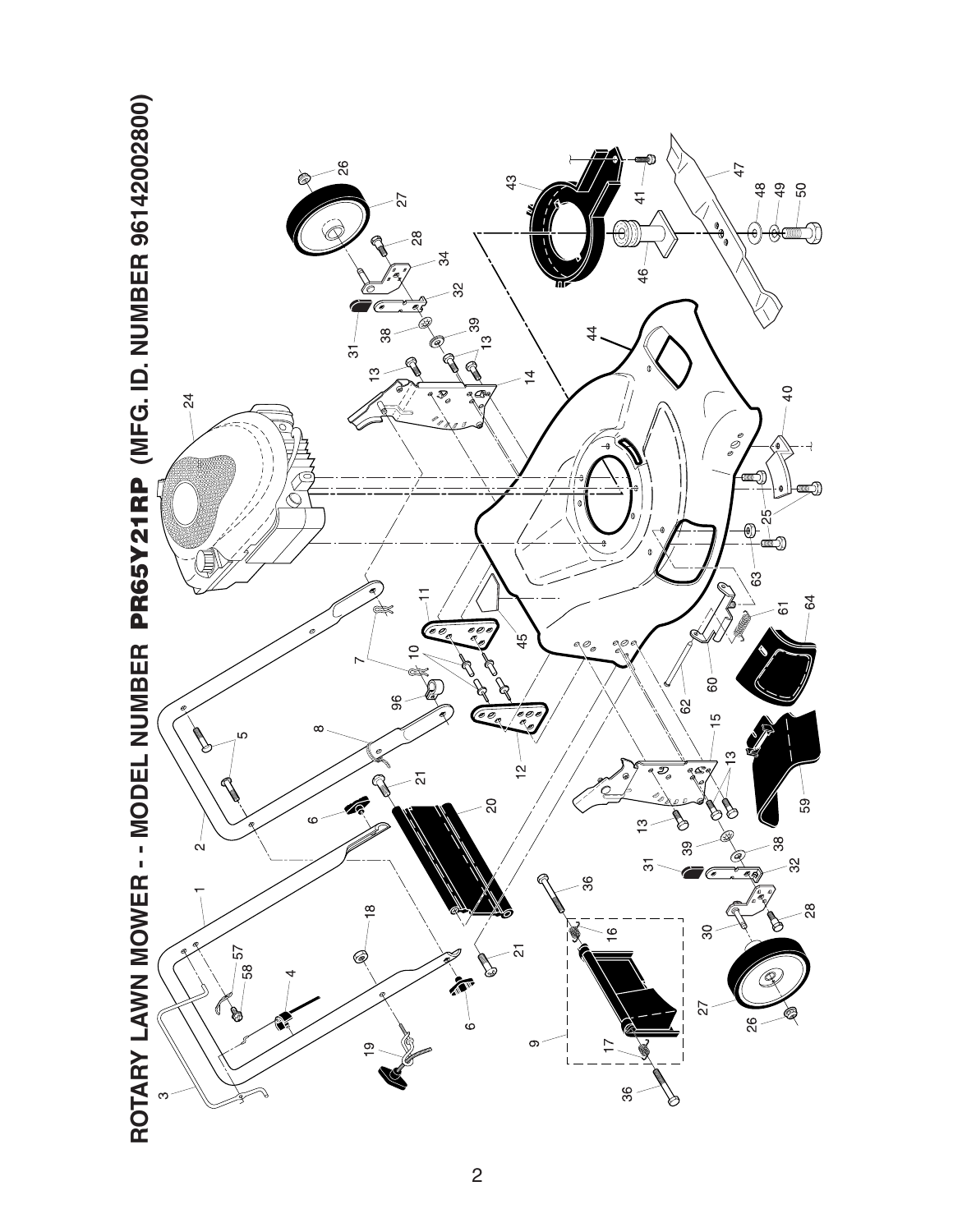# ROTARY LAWN MOWER - - MODEL NUMBER PR65Y21RP (MFG. ID. NUMBER 96142002800)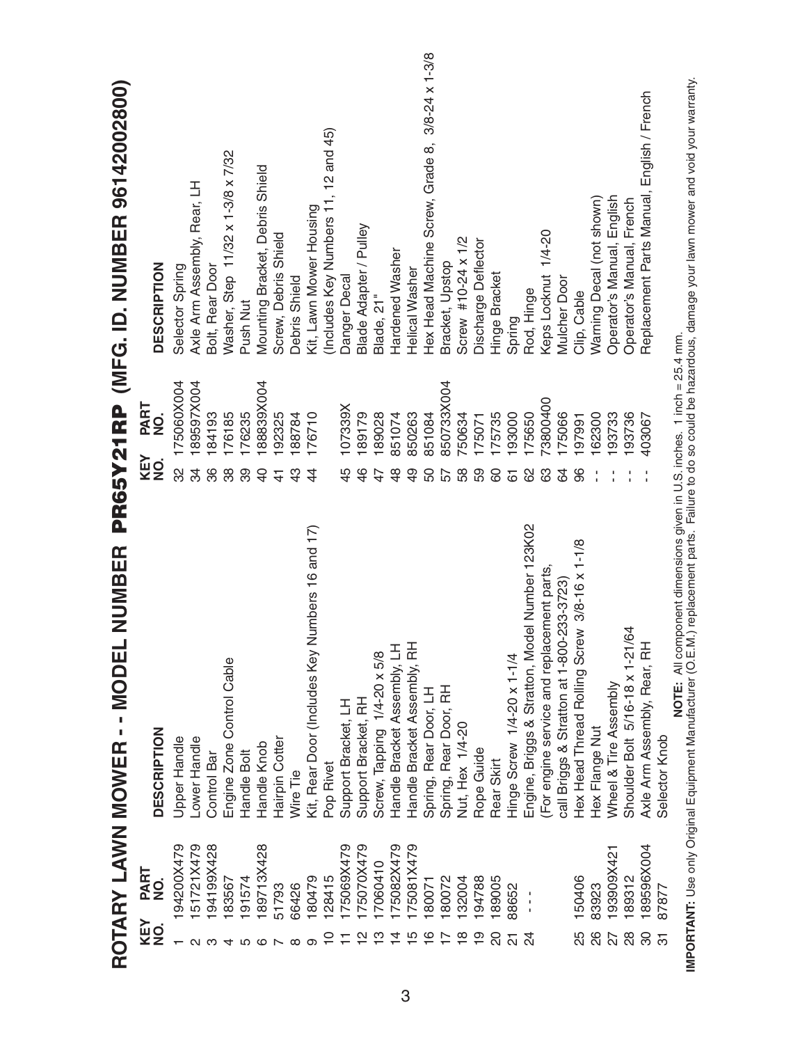# ROTARY LAWN MOWER - - MODEL NUMBER PR65Y21RP (MFG. ID. NUMBER 96142002800)

| KEY NO. | PART NO. | DESCRIPTION |
|---|---|---|
| 1 | 194200X479 | Upper Handle |
| 2 | 151721X479 | Lower Handle |
| 3 | 194199X428 | Control Bar |
| 4 | 183567 | Engine Zone Control Cable |
| 5 | 191574 | Handle Bolt |
| 6 | 189713X428 | Handle Knob |
| 7 | 51793 | Hairpin Cotter |
| 8 | 66426 | Wire Tie |
| 9 | 180479 | Kit, Rear Door (Includes Key Numbers 16 and 17) |
| 10 | 128415 | Pop Rivet |
| 11 | 175069X479 | Support Bracket, LH |
| 12 | 175070X479 | Support Bracket, RH |
| 13 | 17060410 | Screw, Tapping 1/4-20 x 5/8 |
| 14 | 175082X479 | Handle Bracket Assembly, LH |
| 15 | 175081X479 | Handle Bracket Assembly, RH |
| 16 | 180071 | Spring, Rear Door, LH |
| 17 | 180072 | Spring, Rear Door, RH |
| 18 | 132004 | Nut, Hex 1/4-20 |
| 19 | 194788 | Rope Guide |
| 20 | 189005 | Rear Skirt |
| 21 | 88652 | Hinge Screw 1/4-20 x 1-1/4 |
| 24 | - - - | Engine, Briggs & Stratton, Model Number 123K02 (For engine service and replacement parts, call Briggs & Stratton at 1-800-233-3723) |
| 25 | 150406 | Hex Head Thread Rolling Screw 3/8-16 x 1-1/8 |
| 26 | 83923 | Hex Flange Nut |
| 27 | 193909X421 | Wheel & Tire Assembly |
| 28 | 189312 | Shoulder Bolt 5/16-18 x 1-21/64 |
| 30 | 189596X004 | Axle Arm Assembly, Rear, RH |
| 31 | 87877 | Selector Knob |
| 32 | 175060X004 | Selector Spring |
| 34 | 189597X004 | Axle Arm Assembly, Rear, LH |
| 36 | 184193 | Bolt, Rear Door |
| 38 | 176185 | Washer, Step 11/32 x 1-3/8 x 7/32 |
| 39 | 176235 | Push Nut |
| 40 | 188839X004 | Mounting Bracket, Debris Shield |
| 41 | 192325 | Screw, Debris Shield |
| 43 | 188784 | Debris Shield |
| 44 | 176710 | Kit, Lawn Mower Housing (Includes Key Numbers 11, 12 and 45) |
| 45 | 107339X | Danger Decal |
| 46 | 189179 | Blade Adapter / Pulley |
| 47 | 189028 | Blade, 21" |
| 48 | 851074 | Hardened Washer |
| 49 | 850263 | Helical Washer |
| 50 | 851084 | Hex Head Machine Screw, Grade 8, 3/8-24 x 1-3/8 |
| 57 | 850733X004 | Bracket, Upstop |
| 58 | 750634 | Screw #10-24 x 1/2 |
| 59 | 175071 | Discharge Deflector |
| 60 | 175735 | Hinge Bracket |
| 61 | 193000 | Spring |
| 62 | 175650 | Rod, Hinge |
| 63 | 73800400 | Keps Locknut 1/4-20 |
| 64 | 175066 | Mulcher Door |
| 96 | 197991 | Clip, Cable |
| - - | 162300 | Warning Decal (not shown) |
| - - | 193733 | Operator's Manual, English |
| - - | 193736 | Operator's Manual, French |
| - - | 403067 | Replacement Parts Manual, English / French |

**NOTE:** All component dimensions given in U.S. inches. 1 inch = 25.4 mm.

**IMPORTANT:** Use only Original Equipment Manufacturer (O.E.M.) replacement parts. Failure to do so could be hazardous, damage your lawn mower and void your warranty.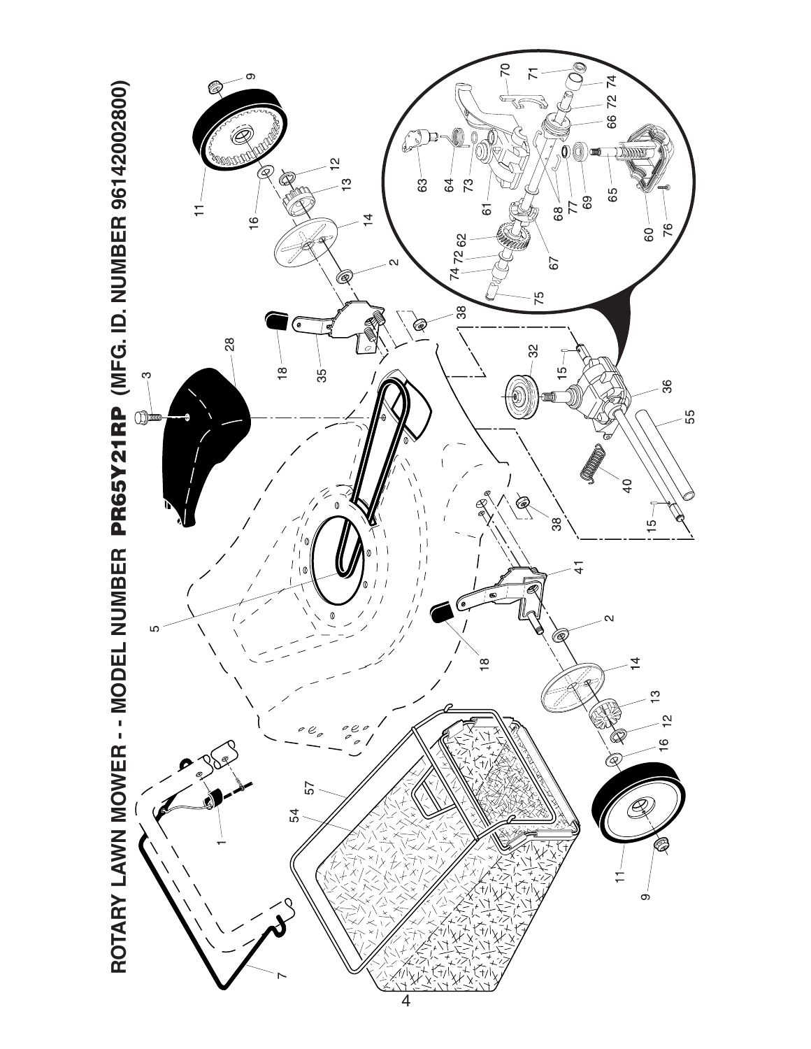# ROTARY LAWN MOWER - - MODEL NUMBER PR65Y21RP (MFG. ID. NUMBER 96142002800)

1
2
3
5
7
9
11
12
13
14
15
16
18
28
32
35
36
38
40
41
54
55
57
60
61
62
63
64
65
66
67
68
69
70
71
72
73
74
75
76
77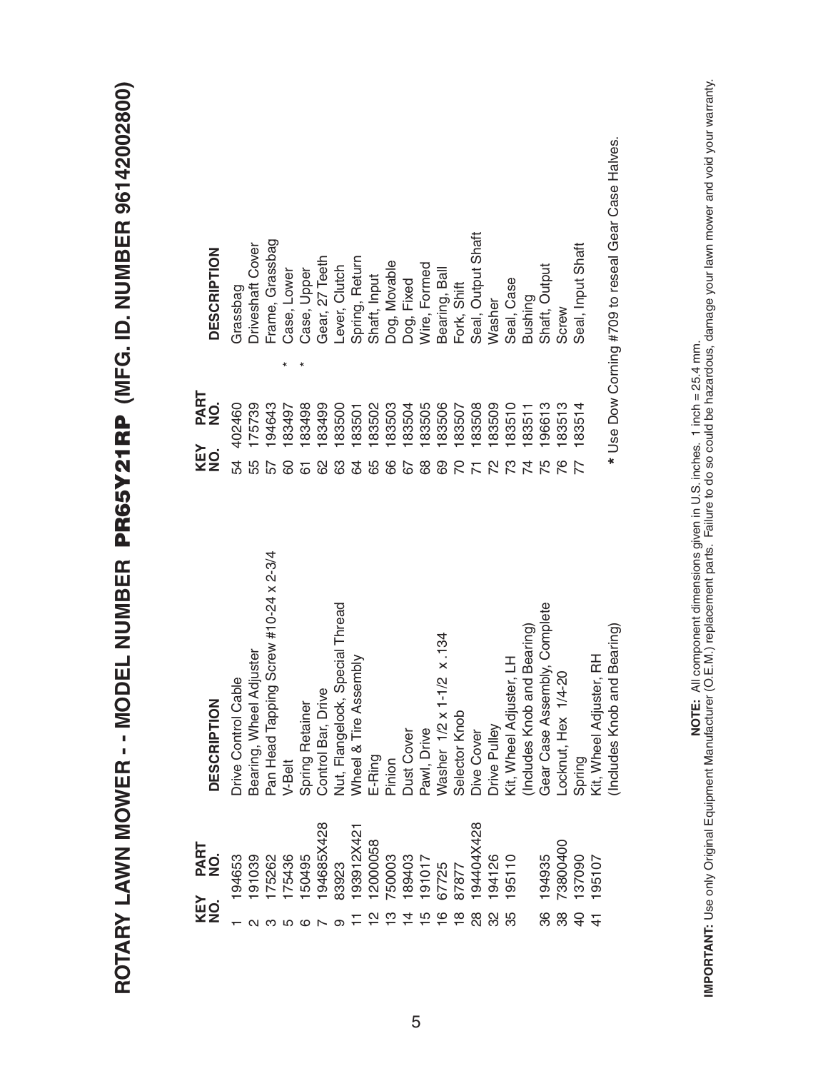# ROTARY LAWN MOWER - - MODEL NUMBER **PR65Y21RP** (MFG. ID. NUMBER 96142002800)

| KEY NO. | PART NO. | DESCRIPTION |
|---|---|---|
| 1 | 194653 | Drive Control Cable |
| 2 | 191039 | Bearing, Wheel Adjuster |
| 3 | 175262 | Pan Head Tapping Screw #10-24 x 2-3/4 |
| 5 | 175436 | V-Belt |
| 6 | 150495 | Spring Retainer |
| 7 | 194685X428 | Control Bar, Drive |
| 9 | 83923 | Nut, Flangelock, Special Thread |
| 11 | 193912X421 | Wheel & Tire Assembly |
| 12 | 12000058 | E-Ring |
| 13 | 750003 | Pinion |
| 14 | 189403 | Dust Cover |
| 15 | 191017 | Pawl, Drive |
| 16 | 67725 | Washer 1/2 x 1-1/2 x .134 |
| 18 | 87877 | Selector Knob |
| 28 | 194404X428 | Dive Cover |
| 32 | 194126 | Drive Pulley |
| 35 | 195110 | Kit, Wheel Adjuster, LH (Includes Knob and Bearing) |
| 36 | 194935 | Gear Case Assembly, Complete |
| 38 | 73800400 | Locknut, Hex 1/4-20 |
| 40 | 137090 | Spring |
| 41 | 195107 | Kit, Wheel Adjuster, RH (Includes Knob and Bearing) |

| KEY NO. | PART NO. | DESCRIPTION |
|---|---|---|
| 54 | 402460 | Grassbag |
| 55 | 175739 | Driveshaft Cover |
| 57 | 194643 | Frame, Grassbag |
| 60 | 183497 | * Case, Lower |
| 61 | 183498 | * Case, Upper |
| 62 | 183499 | Gear, 27 Teeth |
| 63 | 183500 | Lever, Clutch |
| 64 | 183501 | Spring, Return |
| 65 | 183502 | Shaft, Input |
| 66 | 183503 | Dog, Movable |
| 67 | 183504 | Dog, Fixed |
| 68 | 183505 | Wire, Formed |
| 69 | 183506 | Bearing, Ball |
| 70 | 183507 | Fork, Shift |
| 71 | 183508 | Seal, Output Shaft |
| 72 | 183509 | Washer |
| 73 | 183510 | Seal, Case |
| 74 | 183511 | Bushing |
| 75 | 196613 | Shaft, Output |
| 76 | 183513 | Screw |
| 77 | 183514 | Seal, Input Shaft |

**\*** Use Dow Corning #709 to reseal Gear Case Halves.

**NOTE:** All component dimensions given in U.S. inches. 1 inch = 25.4 mm.

**IMPORTANT:** Use only Original Equipment Manufacturer (O.E.M.) replacement parts. Failure to do so could be hazardous, damage your lawn mower and void your warranty.